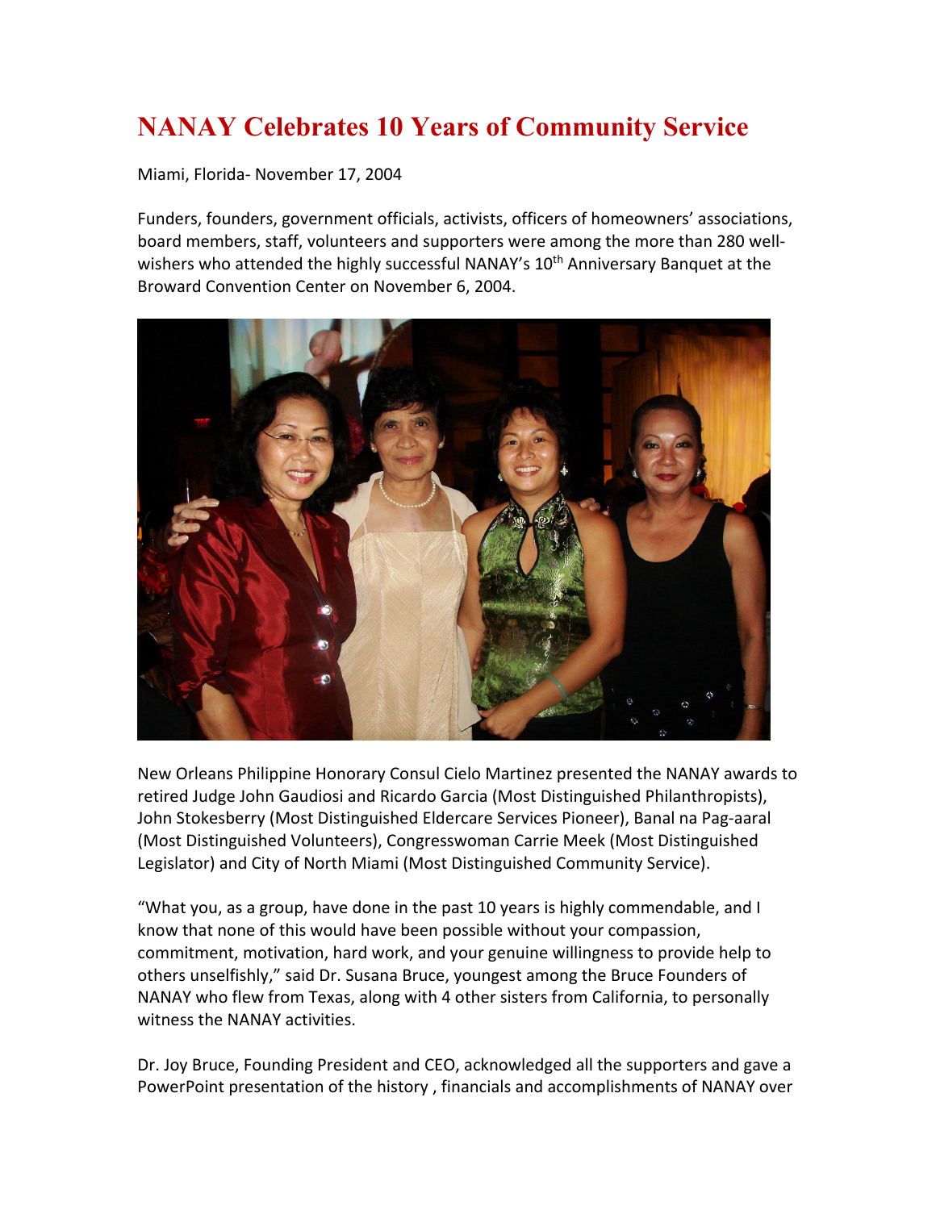# NANAY Celebrates 10 Years of Community Service

Miami, Florida- November 17, 2004

Funders, founders, government officials, activists, officers of homeowners' associations, board members, staff, volunteers and supporters were among the more than 280 well-wishers who attended the highly successful NANAY's 10th Anniversary Banquet at the Broward Convention Center on November 6, 2004.

New Orleans Philippine Honorary Consul Cielo Martinez presented the NANAY awards to retired Judge John Gaudiosi and Ricardo Garcia (Most Distinguished Philanthropists), John Stokesberry (Most Distinguished Eldercare Services Pioneer), Banal na Pag-aaral (Most Distinguished Volunteers), Congresswoman Carrie Meek (Most Distinguished Legislator) and City of North Miami (Most Distinguished Community Service).

"What you, as a group, have done in the past 10 years is highly commendable, and I know that none of this would have been possible without your compassion, commitment, motivation, hard work, and your genuine willingness to provide help to others unselfishly," said Dr. Susana Bruce, youngest among the Bruce Founders of NANAY who flew from Texas, along with 4 other sisters from California, to personally witness the NANAY activities.

Dr. Joy Bruce, Founding President and CEO, acknowledged all the supporters and gave a PowerPoint presentation of the history , financials and accomplishments of NANAY over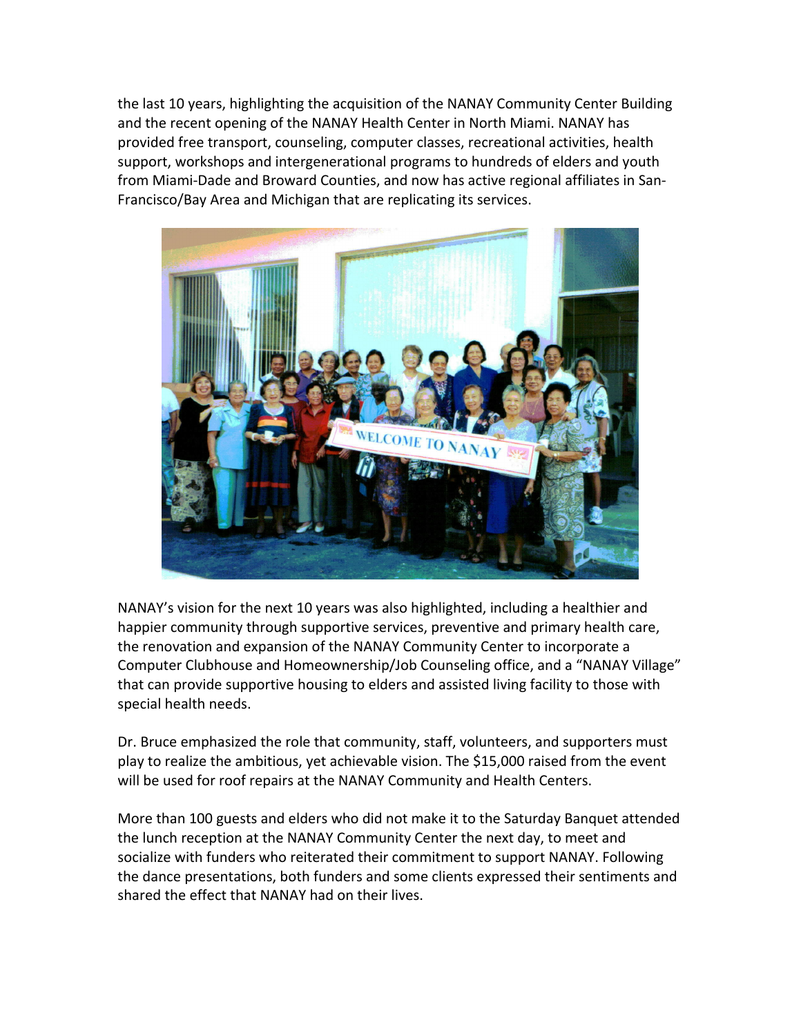the last 10 years, highlighting the acquisition of the NANAY Community Center Building and the recent opening of the NANAY Health Center in North Miami. NANAY has provided free transport, counseling, computer classes, recreational activities, health support, workshops and intergenerational programs to hundreds of elders and youth from Miami-Dade and Broward Counties, and now has active regional affiliates in San-Francisco/Bay Area and Michigan that are replicating its services.

NANAY's vision for the next 10 years was also highlighted, including a healthier and happier community through supportive services, preventive and primary health care, the renovation and expansion of the NANAY Community Center to incorporate a Computer Clubhouse and Homeownership/Job Counseling office, and a "NANAY Village" that can provide supportive housing to elders and assisted living facility to those with special health needs.

Dr. Bruce emphasized the role that community, staff, volunteers, and supporters must play to realize the ambitious, yet achievable vision. The $15,000 raised from the event will be used for roof repairs at the NANAY Community and Health Centers.

More than 100 guests and elders who did not make it to the Saturday Banquet attended the lunch reception at the NANAY Community Center the next day, to meet and socialize with funders who reiterated their commitment to support NANAY. Following the dance presentations, both funders and some clients expressed their sentiments and shared the effect that NANAY had on their lives.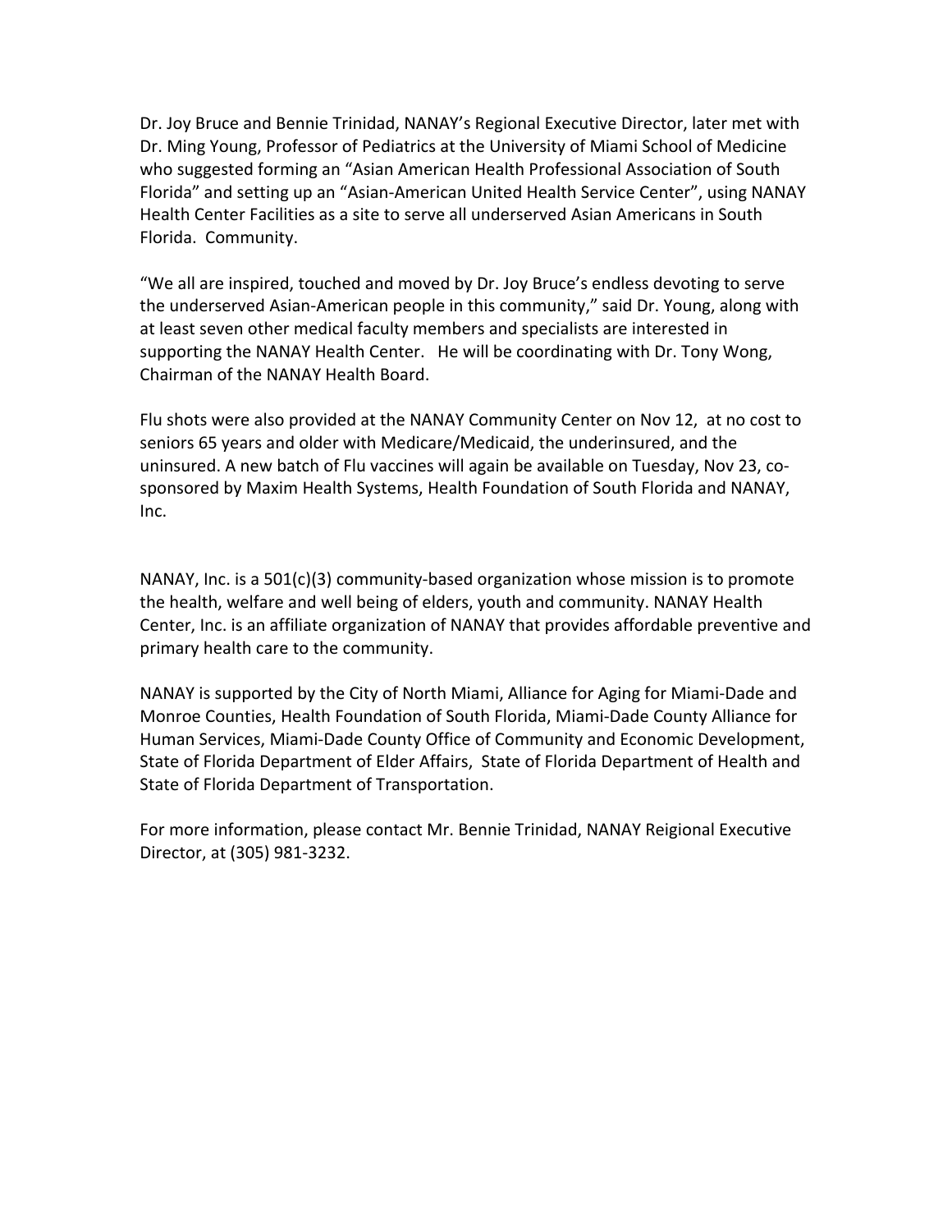Dr. Joy Bruce and Bennie Trinidad, NANAY's Regional Executive Director, later met with Dr. Ming Young, Professor of Pediatrics at the University of Miami School of Medicine who suggested forming an "Asian American Health Professional Association of South Florida" and setting up an "Asian-American United Health Service Center", using NANAY Health Center Facilities as a site to serve all underserved Asian Americans in South Florida. Community.

"We all are inspired, touched and moved by Dr. Joy Bruce's endless devoting to serve the underserved Asian-American people in this community," said Dr. Young, along with at least seven other medical faculty members and specialists are interested in supporting the NANAY Health Center. He will be coordinating with Dr. Tony Wong, Chairman of the NANAY Health Board.

Flu shots were also provided at the NANAY Community Center on Nov 12, at no cost to seniors 65 years and older with Medicare/Medicaid, the underinsured, and the uninsured. A new batch of Flu vaccines will again be available on Tuesday, Nov 23, co-sponsored by Maxim Health Systems, Health Foundation of South Florida and NANAY, Inc.

NANAY, Inc. is a 501(c)(3) community-based organization whose mission is to promote the health, welfare and well being of elders, youth and community. NANAY Health Center, Inc. is an affiliate organization of NANAY that provides affordable preventive and primary health care to the community.

NANAY is supported by the City of North Miami, Alliance for Aging for Miami-Dade and Monroe Counties, Health Foundation of South Florida, Miami-Dade County Alliance for Human Services, Miami-Dade County Office of Community and Economic Development, State of Florida Department of Elder Affairs, State of Florida Department of Health and State of Florida Department of Transportation.

For more information, please contact Mr. Bennie Trinidad, NANAY Reigional Executive Director, at (305) 981-3232.